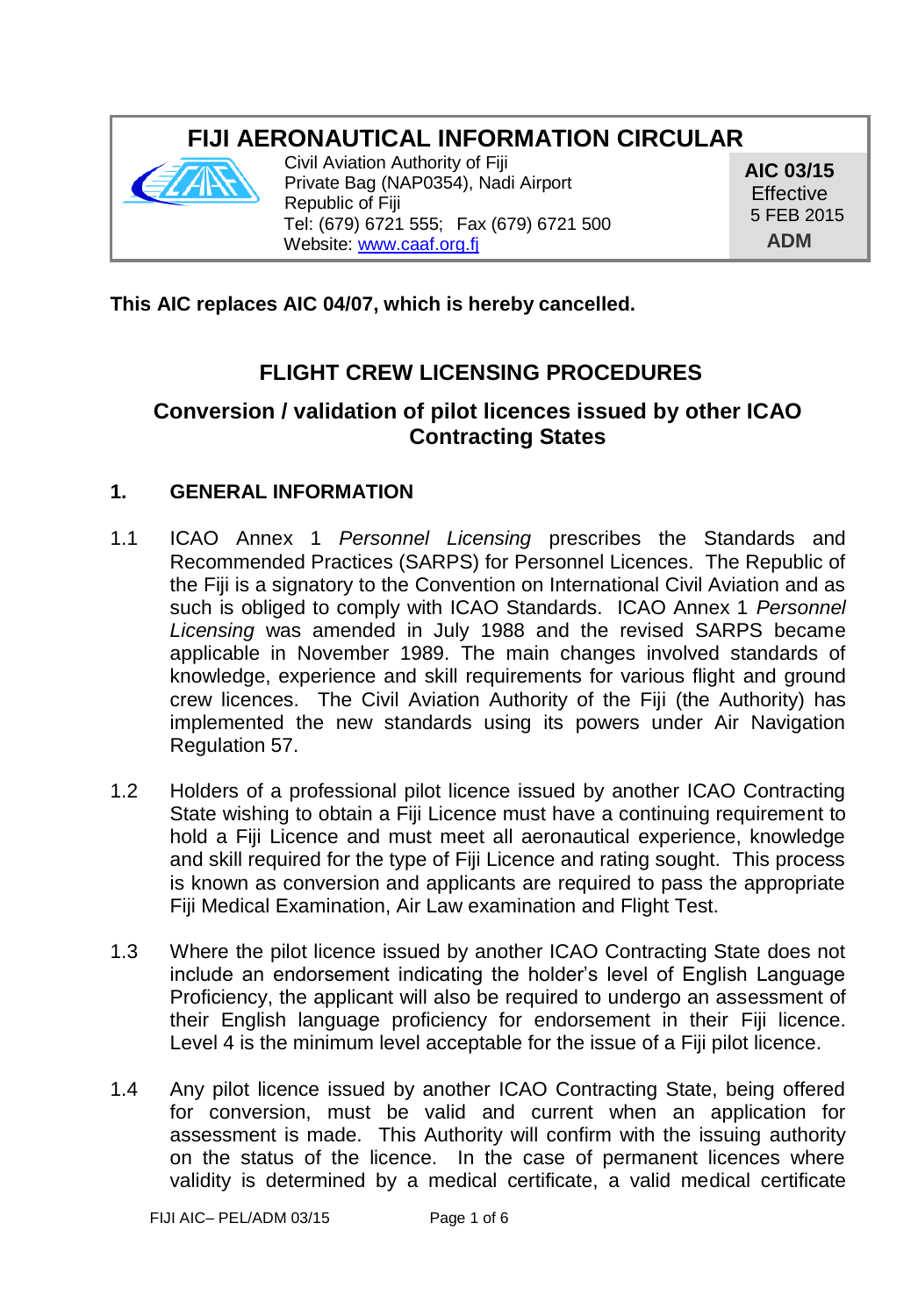# FIJI AERONAUTICAL INFORMATION CIRCULAR

Civil Aviation Authority of Fiji
Private Bag (NAP0354), Nadi Airport
Republic of Fiji
Tel: (679) 6721 555; Fax (679) 6721 500
Website: www.caaf.org.fj

**AIC 03/15**
Effective
5 FEB 2015
**ADM**

**This AIC replaces AIC 04/07, which is hereby cancelled.**

## FLIGHT CREW LICENSING PROCEDURES

## Conversion / validation of pilot licences issued by other ICAO Contracting States

### 1. GENERAL INFORMATION

1.1 ICAO Annex 1 *Personnel Licensing* prescribes the Standards and Recommended Practices (SARPS) for Personnel Licences. The Republic of the Fiji is a signatory to the Convention on International Civil Aviation and as such is obliged to comply with ICAO Standards. ICAO Annex 1 *Personnel Licensing* was amended in July 1988 and the revised SARPS became applicable in November 1989. The main changes involved standards of knowledge, experience and skill requirements for various flight and ground crew licences. The Civil Aviation Authority of the Fiji (the Authority) has implemented the new standards using its powers under Air Navigation Regulation 57.

1.2 Holders of a professional pilot licence issued by another ICAO Contracting State wishing to obtain a Fiji Licence must have a continuing requirement to hold a Fiji Licence and must meet all aeronautical experience, knowledge and skill required for the type of Fiji Licence and rating sought. This process is known as conversion and applicants are required to pass the appropriate Fiji Medical Examination, Air Law examination and Flight Test.

1.3 Where the pilot licence issued by another ICAO Contracting State does not include an endorsement indicating the holder's level of English Language Proficiency, the applicant will also be required to undergo an assessment of their English language proficiency for endorsement in their Fiji licence. Level 4 is the minimum level acceptable for the issue of a Fiji pilot licence.

1.4 Any pilot licence issued by another ICAO Contracting State, being offered for conversion, must be valid and current when an application for assessment is made. This Authority will confirm with the issuing authority on the status of the licence. In the case of permanent licences where validity is determined by a medical certificate, a valid medical certificate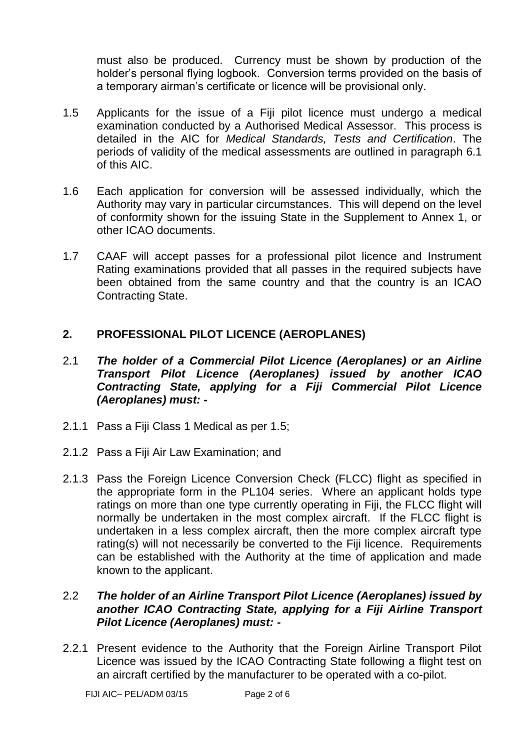must also be produced. Currency must be shown by production of the holder's personal flying logbook. Conversion terms provided on the basis of a temporary airman's certificate or licence will be provisional only.

1.5 Applicants for the issue of a Fiji pilot licence must undergo a medical examination conducted by a Authorised Medical Assessor. This process is detailed in the AIC for *Medical Standards, Tests and Certification*. The periods of validity of the medical assessments are outlined in paragraph 6.1 of this AIC.

1.6 Each application for conversion will be assessed individually, which the Authority may vary in particular circumstances. This will depend on the level of conformity shown for the issuing State in the Supplement to Annex 1, or other ICAO documents.

1.7 CAAF will accept passes for a professional pilot licence and Instrument Rating examinations provided that all passes in the required subjects have been obtained from the same country and that the country is an ICAO Contracting State.

## 2. PROFESSIONAL PILOT LICENCE (AEROPLANES)

2.1 ***The holder of a Commercial Pilot Licence (Aeroplanes) or an Airline Transport Pilot Licence (Aeroplanes) issued by another ICAO Contracting State, applying for a Fiji Commercial Pilot Licence (Aeroplanes) must: -***

2.1.1 Pass a Fiji Class 1 Medical as per 1.5;

2.1.2 Pass a Fiji Air Law Examination; and

2.1.3 Pass the Foreign Licence Conversion Check (FLCC) flight as specified in the appropriate form in the PL104 series. Where an applicant holds type ratings on more than one type currently operating in Fiji, the FLCC flight will normally be undertaken in the most complex aircraft. If the FLCC flight is undertaken in a less complex aircraft, then the more complex aircraft type rating(s) will not necessarily be converted to the Fiji licence. Requirements can be established with the Authority at the time of application and made known to the applicant.

2.2 ***The holder of an Airline Transport Pilot Licence (Aeroplanes) issued by another ICAO Contracting State, applying for a Fiji Airline Transport Pilot Licence (Aeroplanes) must: -***

2.2.1 Present evidence to the Authority that the Foreign Airline Transport Pilot Licence was issued by the ICAO Contracting State following a flight test on an aircraft certified by the manufacturer to be operated with a co-pilot.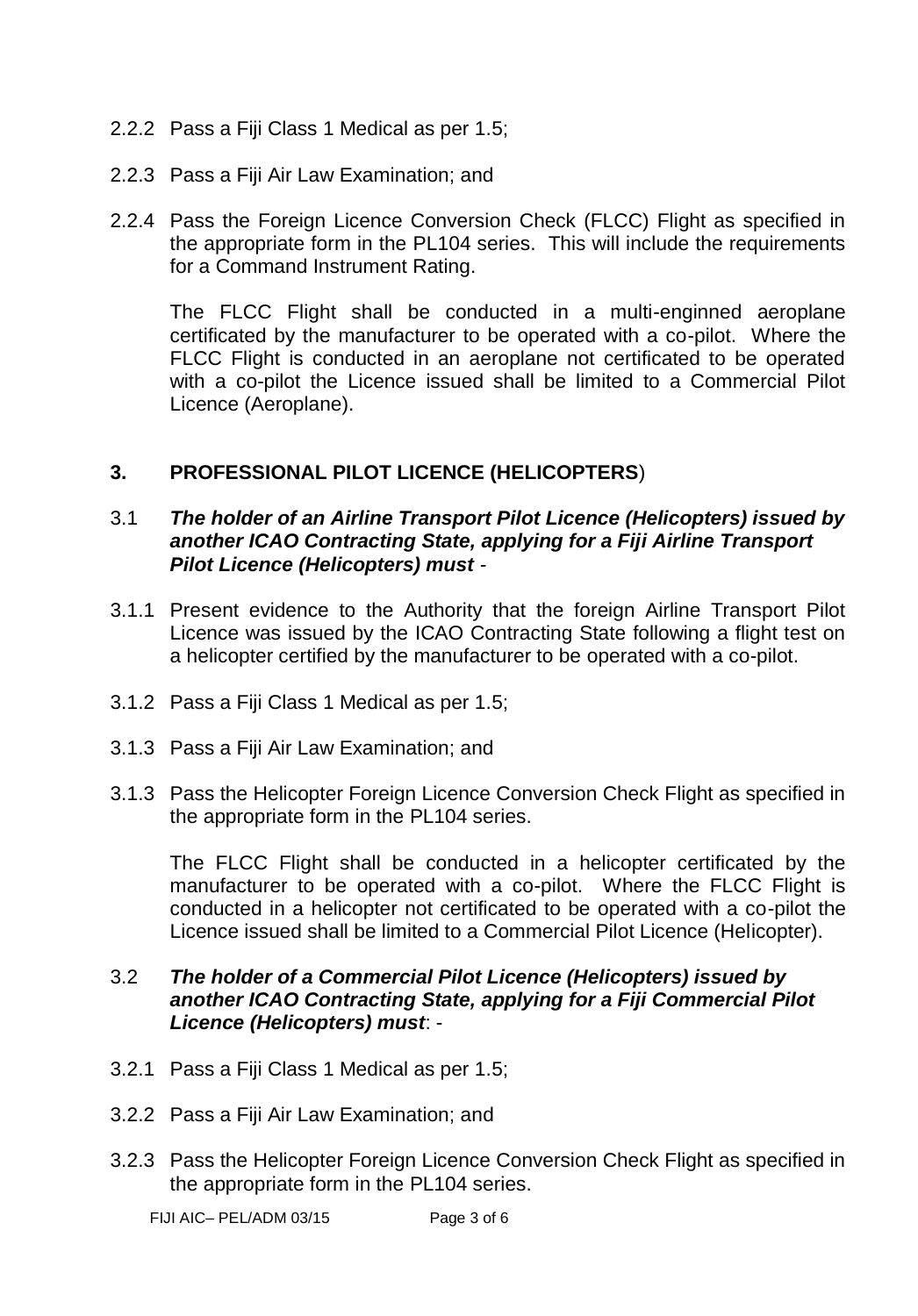2.2.2 Pass a Fiji Class 1 Medical as per 1.5;

2.2.3 Pass a Fiji Air Law Examination; and

2.2.4 Pass the Foreign Licence Conversion Check (FLCC) Flight as specified in the appropriate form in the PL104 series. This will include the requirements for a Command Instrument Rating.

The FLCC Flight shall be conducted in a multi-enginned aeroplane certificated by the manufacturer to be operated with a co-pilot. Where the FLCC Flight is conducted in an aeroplane not certificated to be operated with a co-pilot the Licence issued shall be limited to a Commercial Pilot Licence (Aeroplane).

## 3. PROFESSIONAL PILOT LICENCE (HELICOPTERS)

3.1 ***The holder of an Airline Transport Pilot Licence (Helicopters) issued by another ICAO Contracting State, applying for a Fiji Airline Transport Pilot Licence (Helicopters) must*** -

3.1.1 Present evidence to the Authority that the foreign Airline Transport Pilot Licence was issued by the ICAO Contracting State following a flight test on a helicopter certified by the manufacturer to be operated with a co-pilot.

3.1.2 Pass a Fiji Class 1 Medical as per 1.5;

3.1.3 Pass a Fiji Air Law Examination; and

3.1.3 Pass the Helicopter Foreign Licence Conversion Check Flight as specified in the appropriate form in the PL104 series.

The FLCC Flight shall be conducted in a helicopter certificated by the manufacturer to be operated with a co-pilot. Where the FLCC Flight is conducted in a helicopter not certificated to be operated with a co-pilot the Licence issued shall be limited to a Commercial Pilot Licence (Helicopter).

3.2 ***The holder of a Commercial Pilot Licence (Helicopters) issued by another ICAO Contracting State, applying for a Fiji Commercial Pilot Licence (Helicopters) must***: -

3.2.1 Pass a Fiji Class 1 Medical as per 1.5;

3.2.2 Pass a Fiji Air Law Examination; and

3.2.3 Pass the Helicopter Foreign Licence Conversion Check Flight as specified in the appropriate form in the PL104 series.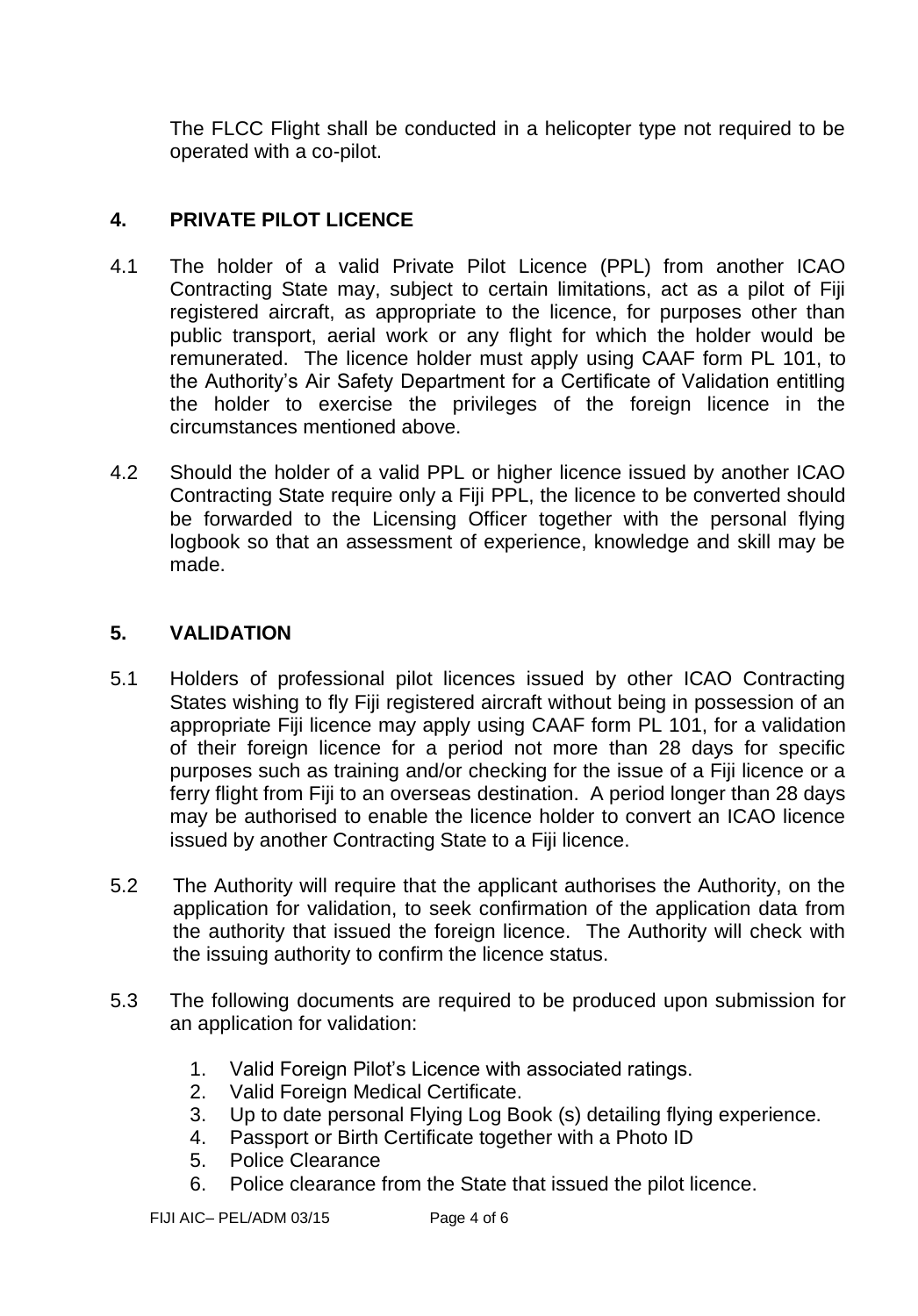The FLCC Flight shall be conducted in a helicopter type not required to be operated with a co-pilot.

## 4. PRIVATE PILOT LICENCE

4.1 The holder of a valid Private Pilot Licence (PPL) from another ICAO Contracting State may, subject to certain limitations, act as a pilot of Fiji registered aircraft, as appropriate to the licence, for purposes other than public transport, aerial work or any flight for which the holder would be remunerated. The licence holder must apply using CAAF form PL 101, to the Authority's Air Safety Department for a Certificate of Validation entitling the holder to exercise the privileges of the foreign licence in the circumstances mentioned above.

4.2 Should the holder of a valid PPL or higher licence issued by another ICAO Contracting State require only a Fiji PPL, the licence to be converted should be forwarded to the Licensing Officer together with the personal flying logbook so that an assessment of experience, knowledge and skill may be made.

## 5. VALIDATION

5.1 Holders of professional pilot licences issued by other ICAO Contracting States wishing to fly Fiji registered aircraft without being in possession of an appropriate Fiji licence may apply using CAAF form PL 101, for a validation of their foreign licence for a period not more than 28 days for specific purposes such as training and/or checking for the issue of a Fiji licence or a ferry flight from Fiji to an overseas destination. A period longer than 28 days may be authorised to enable the licence holder to convert an ICAO licence issued by another Contracting State to a Fiji licence.

5.2 The Authority will require that the applicant authorises the Authority, on the application for validation, to seek confirmation of the application data from the authority that issued the foreign licence. The Authority will check with the issuing authority to confirm the licence status.

5.3 The following documents are required to be produced upon submission for an application for validation:

1. Valid Foreign Pilot's Licence with associated ratings.
2. Valid Foreign Medical Certificate.
3. Up to date personal Flying Log Book (s) detailing flying experience.
4. Passport or Birth Certificate together with a Photo ID
5. Police Clearance
6. Police clearance from the State that issued the pilot licence.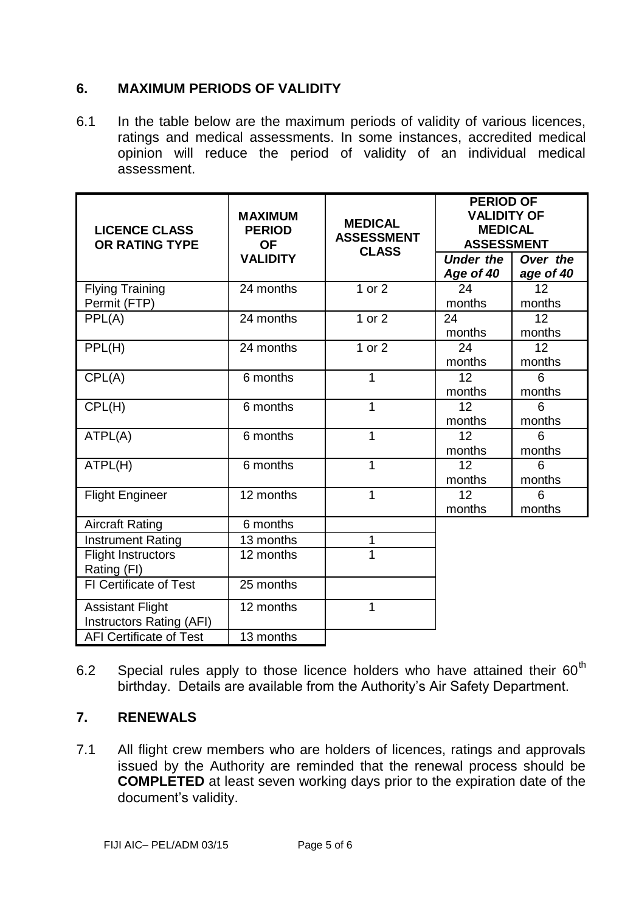## 6. MAXIMUM PERIODS OF VALIDITY

6.1 In the table below are the maximum periods of validity of various licences, ratings and medical assessments. In some instances, accredited medical opinion will reduce the period of validity of an individual medical assessment.

| LICENCE CLASS OR RATING TYPE | MAXIMUM PERIOD OF VALIDITY | MEDICAL ASSESSMENT CLASS | PERIOD OF VALIDITY OF MEDICAL ASSESSMENT | |
|---|---|---|---|---|
| | | | *Under the Age of 40* | *Over the age of 40* |
| Flying Training Permit (FTP) | 24 months | 1 or 2 | 24 months | 12 months |
| PPL(A) | 24 months | 1 or 2 | 24 months | 12 months |
| PPL(H) | 24 months | 1 or 2 | 24 months | 12 months |
| CPL(A) | 6 months | 1 | 12 months | 6 months |
| CPL(H) | 6 months | 1 | 12 months | 6 months |
| ATPL(A) | 6 months | 1 | 12 months | 6 months |
| ATPL(H) | 6 months | 1 | 12 months | 6 months |
| Flight Engineer | 12 months | 1 | 12 months | 6 months |
| Aircraft Rating | 6 months | | | |
| Instrument Rating | 13 months | 1 | | |
| Flight Instructors Rating (FI) | 12 months | 1 | | |
| FI Certificate of Test | 25 months | | | |
| Assistant Flight Instructors Rating (AFI) | 12 months | 1 | | |
| AFI Certificate of Test | 13 months | | | |

6.2 Special rules apply to those licence holders who have attained their 60th birthday. Details are available from the Authority's Air Safety Department.

## 7. RENEWALS

7.1 All flight crew members who are holders of licences, ratings and approvals issued by the Authority are reminded that the renewal process should be **COMPLETED** at least seven working days prior to the expiration date of the document's validity.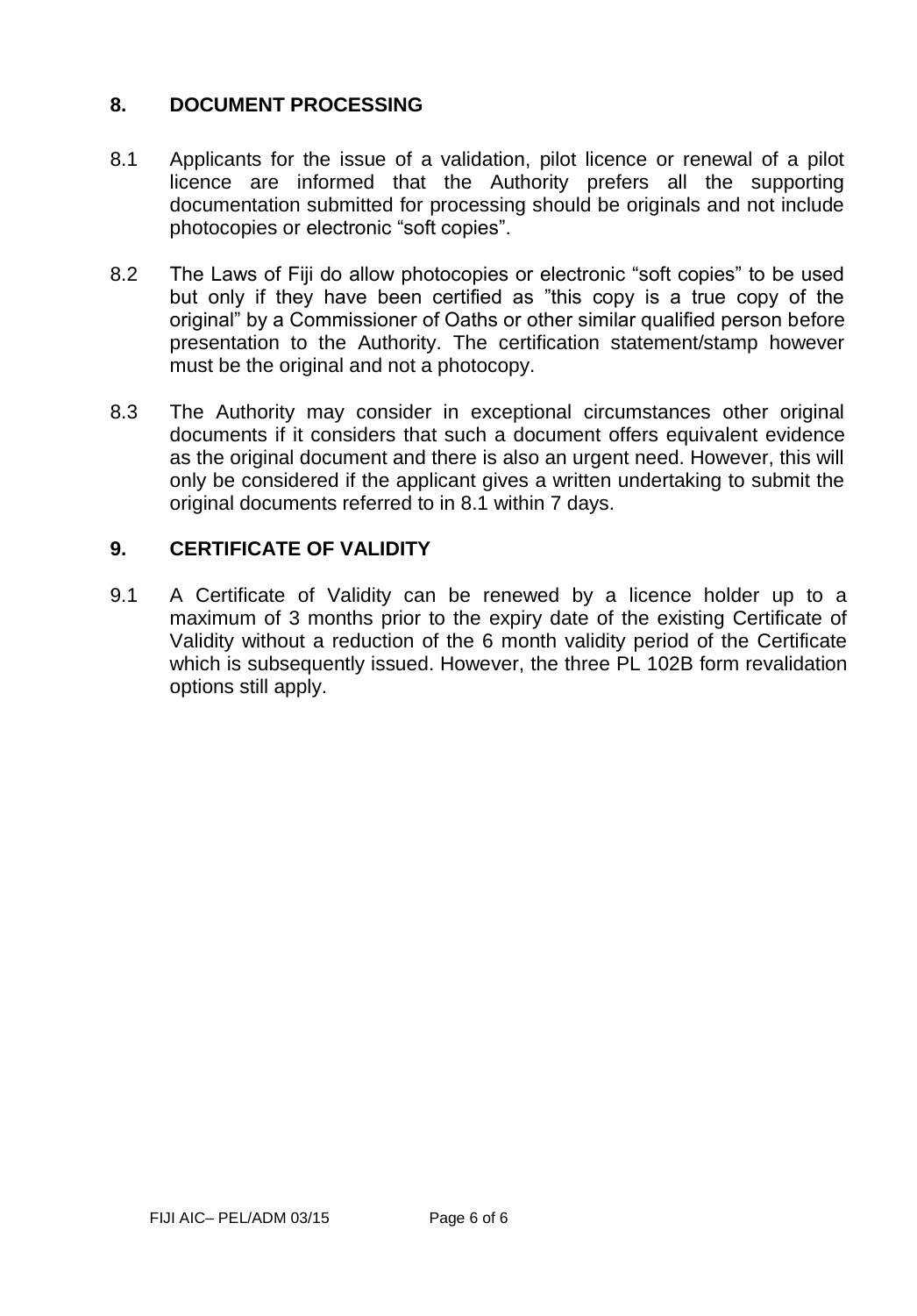## 8. DOCUMENT PROCESSING

8.1 Applicants for the issue of a validation, pilot licence or renewal of a pilot licence are informed that the Authority prefers all the supporting documentation submitted for processing should be originals and not include photocopies or electronic "soft copies".

8.2 The Laws of Fiji do allow photocopies or electronic "soft copies" to be used but only if they have been certified as "this copy is a true copy of the original" by a Commissioner of Oaths or other similar qualified person before presentation to the Authority. The certification statement/stamp however must be the original and not a photocopy.

8.3 The Authority may consider in exceptional circumstances other original documents if it considers that such a document offers equivalent evidence as the original document and there is also an urgent need. However, this will only be considered if the applicant gives a written undertaking to submit the original documents referred to in 8.1 within 7 days.

## 9. CERTIFICATE OF VALIDITY

9.1 A Certificate of Validity can be renewed by a licence holder up to a maximum of 3 months prior to the expiry date of the existing Certificate of Validity without a reduction of the 6 month validity period of the Certificate which is subsequently issued. However, the three PL 102B form revalidation options still apply.